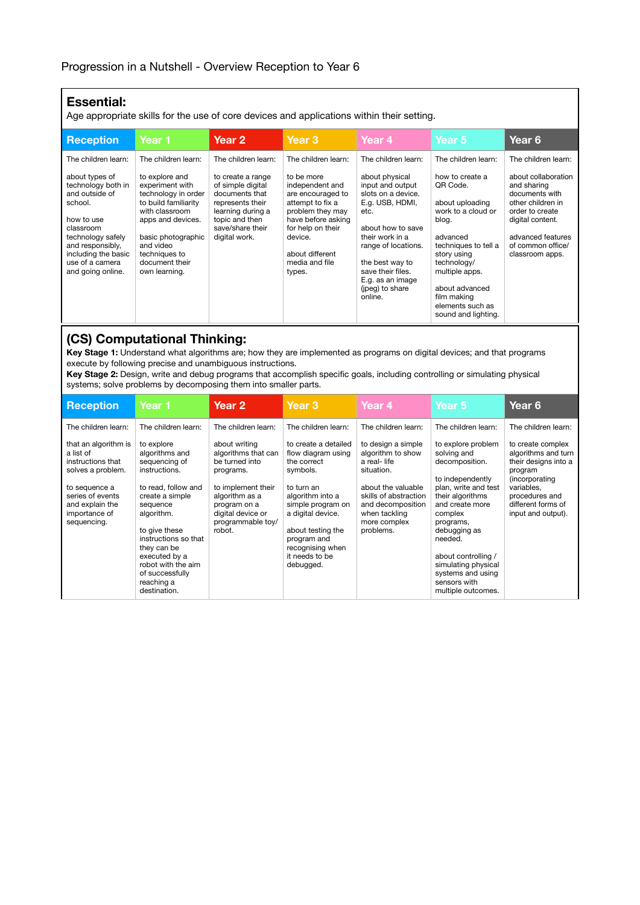Progression in a Nutshell - Overview Reception to Year 6

## Essential:

Age appropriate skills for the use of core devices and applications within their setting.

| Reception | Year 1 | Year 2 | Year 3 | Year 4 | Year 5 | Year 6 |
|---|---|---|---|---|---|---|
| The children learn:<br><br>about types of technology both in and outside of school.<br><br>how to use classroom technology safely and responsibly, including the basic use of a camera and going online. | The children learn:<br><br>to explore and experiment with technology in order to build familiarity with classroom apps and devices.<br><br>basic photographic and video techniques to document their own learning. | The children learn:<br><br>to create a range of simple digital documents that represents their learning during a topic and then save/share their digital work. | The children learn:<br><br>to be more independent and are encouraged to attempt to fix a problem they may have before asking for help on their device.<br><br>about different media and file types. | The children learn:<br><br>about physical input and output slots on a device. E.g. USB, HDMI, etc.<br><br>about how to save their work in a range of locations.<br><br>the best way to save their files. E.g. as an image (jpeg) to share online. | The children learn:<br><br>how to create a QR Code.<br><br>about uploading work to a cloud or blog.<br><br>advanced techniques to tell a story using technology/ multiple apps.<br><br>about advanced film making elements such as sound and lighting. | The children learn:<br><br>about collaboration and sharing documents with other children in order to create digital content.<br><br>advanced features of common office/ classroom apps. |

## (CS) Computational Thinking:

**Key Stage 1:** Understand what algorithms are; how they are implemented as programs on digital devices; and that programs execute by following precise and unambiguous instructions.
**Key Stage 2:** Design, write and debug programs that accomplish specific goals, including controlling or simulating physical systems; solve problems by decomposing them into smaller parts.

| Reception | Year 1 | Year 2 | Year 3 | Year 4 | Year 5 | Year 6 |
|---|---|---|---|---|---|---|
| The children learn:<br><br>that an algorithm is a list of instructions that solves a problem.<br><br>to sequence a series of events and explain the importance of sequencing. | The children learn:<br><br>to explore algorithms and sequencing of instructions.<br><br>to read, follow and create a simple sequence algorithm.<br><br>to give these instructions so that they can be executed by a robot with the aim of successfully reaching a destination. | The children learn:<br><br>about writing algorithms that can be turned into programs.<br><br>to implement their algorithm as a program on a digital device or programmable toy/ robot. | The children learn:<br><br>to create a detailed flow diagram using the correct symbols.<br><br>to turn an algorithm into a simple program on a digital device.<br><br>about testing the program and recognising when it needs to be debugged. | The children learn:<br><br>to design a simple algorithm to show a real- life situation.<br><br>about the valuable skills of abstraction and decomposition when tackling more complex problems. | The children learn:<br><br>to explore problem solving and decomposition.<br><br>to independently plan, write and test their algorithms and create more complex programs, debugging as needed.<br><br>about controlling / simulating physical systems and using sensors with multiple outcomes. | The children learn:<br><br>to create complex algorithms and turn their designs into a program (incorporating variables, procedures and different forms of input and output). |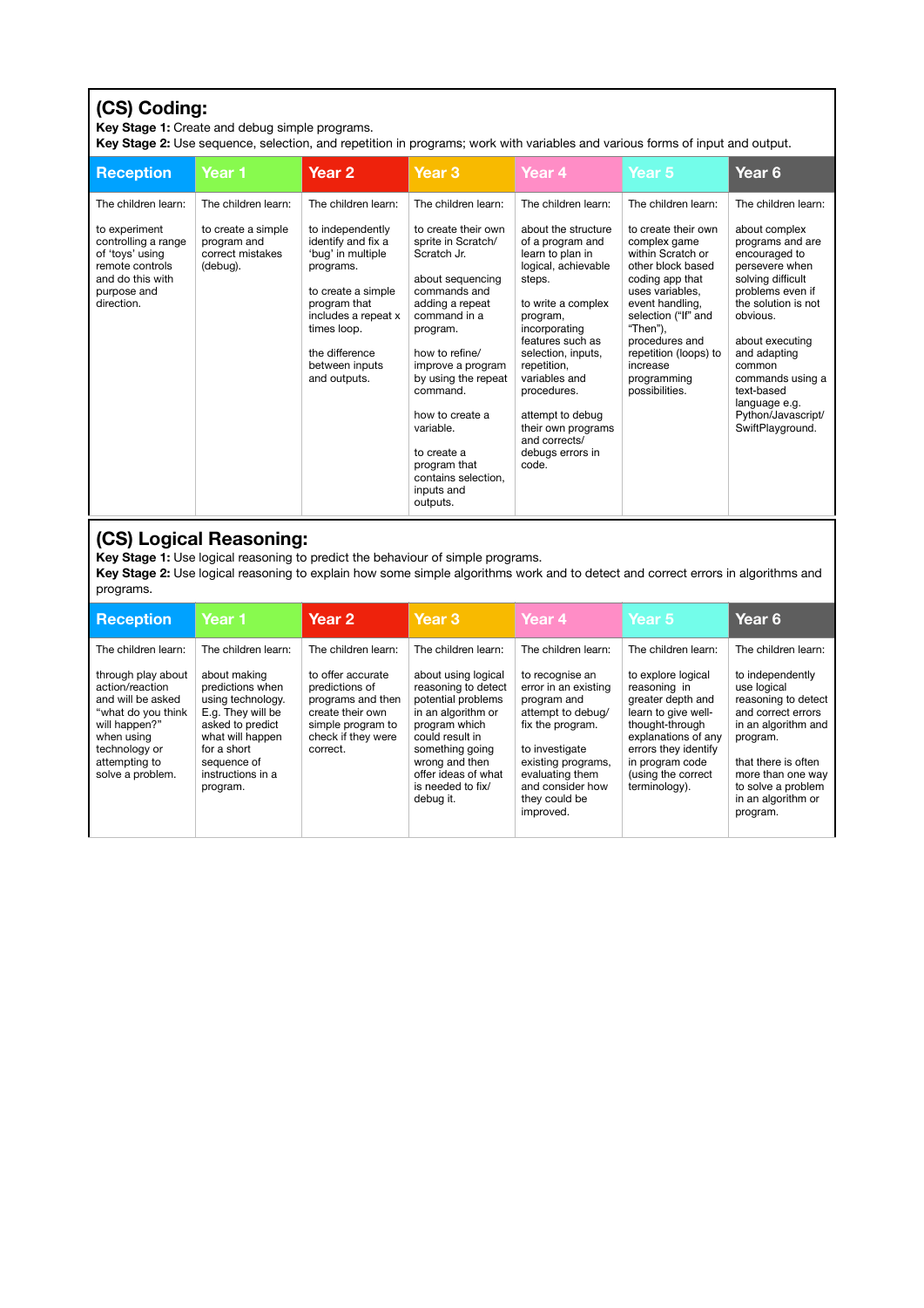## (CS) Coding:

**Key Stage 1:** Create and debug simple programs.
**Key Stage 2:** Use sequence, selection, and repetition in programs; work with variables and various forms of input and output.

| Reception | Year 1 | Year 2 | Year 3 | Year 4 | Year 5 | Year 6 |
|---|---|---|---|---|---|---|
| The children learn:<br><br>to experiment controlling a range of 'toys' using remote controls and do this with purpose and direction. | The children learn:<br><br>to create a simple program and correct mistakes (debug). | The children learn:<br><br>to independently identify and fix a 'bug' in multiple programs.<br><br>to create a simple program that includes a repeat x times loop.<br><br>the difference between inputs and outputs. | The children learn:<br><br>to create their own sprite in Scratch/ Scratch Jr.<br><br>about sequencing commands and adding a repeat command in a program.<br><br>how to refine/ improve a program by using the repeat command.<br><br>how to create a variable.<br><br>to create a program that contains selection, inputs and outputs. | The children learn:<br><br>about the structure of a program and learn to plan in logical, achievable steps.<br><br>to write a complex program, incorporating features such as selection, inputs, repetition, variables and procedures.<br><br>attempt to debug their own programs and corrects/ debugs errors in code. | The children learn:<br><br>to create their own complex game within Scratch or other block based coding app that uses variables, event handling, selection ("If" and "Then"), procedures and repetition (loops) to increase programming possibilities. | The children learn:<br><br>about complex programs and are encouraged to persevere when solving difficult problems even if the solution is not obvious.<br><br>about executing and adapting common commands using a text-based language e.g. Python/Javascript/ SwiftPlayground. |

## (CS) Logical Reasoning:

**Key Stage 1:** Use logical reasoning to predict the behaviour of simple programs.
**Key Stage 2:** Use logical reasoning to explain how some simple algorithms work and to detect and correct errors in algorithms and programs.

| Reception | Year 1 | Year 2 | Year 3 | Year 4 | Year 5 | Year 6 |
|---|---|---|---|---|---|---|
| The children learn:<br><br>through play about action/reaction and will be asked "what do you think will happen?" when using technology or attempting to solve a problem. | The children learn:<br><br>about making predictions when using technology. E.g. They will be asked to predict what will happen for a short sequence of instructions in a program. | The children learn:<br><br>to offer accurate predictions of programs and then create their own simple program to check if they were correct. | The children learn:<br><br>about using logical reasoning to detect potential problems in an algorithm or program which could result in something going wrong and then offer ideas of what is needed to fix/ debug it. | The children learn:<br><br>to recognise an error in an existing program and attempt to debug/ fix the program.<br><br>to investigate existing programs, evaluating them and consider how they could be improved. | The children learn:<br><br>to explore logical reasoning in greater depth and learn to give well-thought-through explanations of any errors they identify in program code (using the correct terminology). | The children learn:<br><br>to independently use logical reasoning to detect and correct errors in an algorithm and program.<br><br>that there is often more than one way to solve a problem in an algorithm or program. |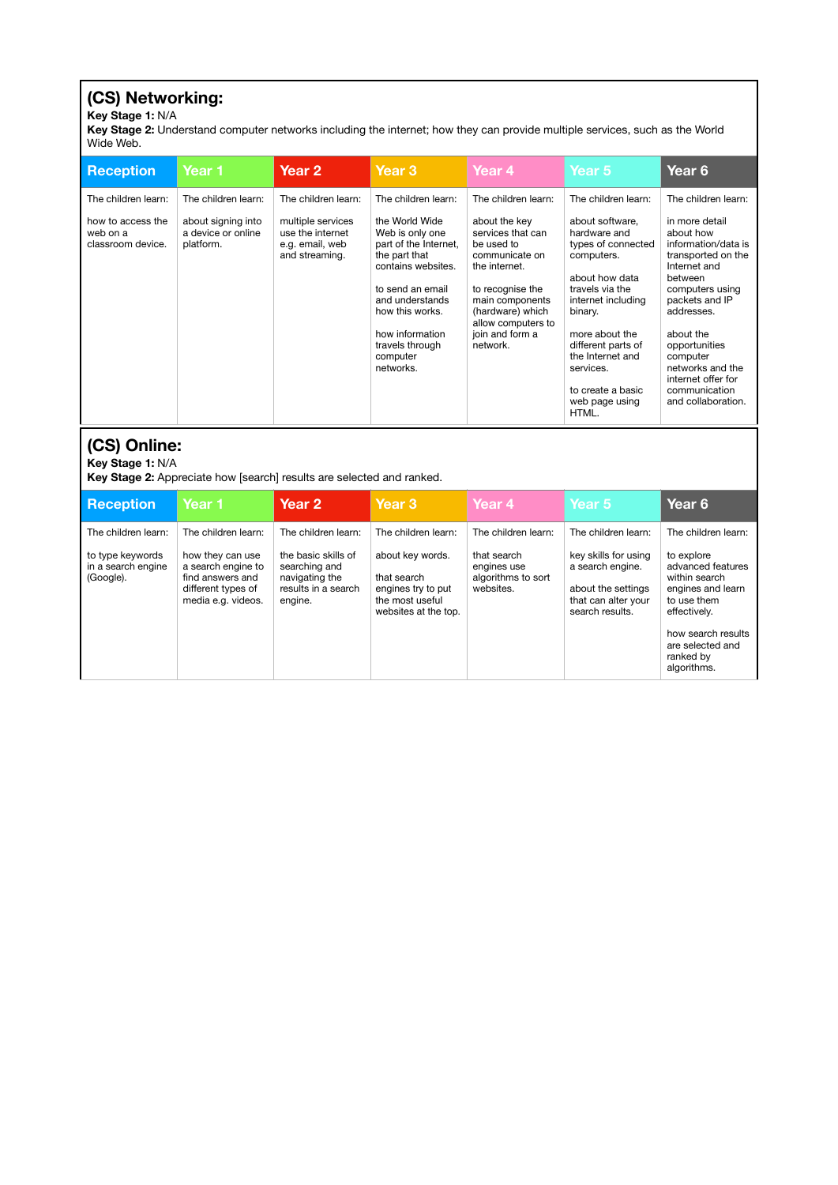## (CS) Networking:

**Key Stage 1:** N/A

**Key Stage 2:** Understand computer networks including the internet; how they can provide multiple services, such as the World Wide Web.

| Reception | Year 1 | Year 2 | Year 3 | Year 4 | Year 5 | Year 6 |
|---|---|---|---|---|---|---|
| The children learn:<br><br>how to access the web on a classroom device. | The children learn:<br><br>about signing into a device or online platform. | The children learn:<br><br>multiple services use the internet e.g. email, web and streaming. | The children learn:<br><br>the World Wide Web is only one part of the Internet, the part that contains websites.<br><br>to send an email and understands how this works.<br><br>how information travels through computer networks. | The children learn:<br><br>about the key services that can be used to communicate on the internet.<br><br>to recognise the main components (hardware) which allow computers to join and form a network. | The children learn:<br><br>about software, hardware and types of connected computers.<br><br>about how data travels via the internet including binary.<br><br>more about the different parts of the Internet and services.<br><br>to create a basic web page using HTML. | The children learn:<br><br>in more detail about how information/data is transported on the Internet and between computers using packets and IP addresses.<br><br>about the opportunities computer networks and the internet offer for communication and collaboration. |

## (CS) Online:

**Key Stage 1:** N/A

**Key Stage 2:** Appreciate how [search] results are selected and ranked.

| Reception | Year 1 | Year 2 | Year 3 | Year 4 | Year 5 | Year 6 |
|---|---|---|---|---|---|---|
| The children learn:<br><br>to type keywords in a search engine (Google). | The children learn:<br><br>how they can use a search engine to find answers and different types of media e.g. videos. | The children learn:<br><br>the basic skills of searching and navigating the results in a search engine. | The children learn:<br><br>about key words.<br><br>that search engines try to put the most useful websites at the top. | The children learn:<br><br>that search engines use algorithms to sort websites. | The children learn:<br><br>key skills for using a search engine.<br><br>about the settings that can alter your search results. | The children learn:<br><br>to explore advanced features within search engines and learn to use them effectively.<br><br>how search results are selected and ranked by algorithms. |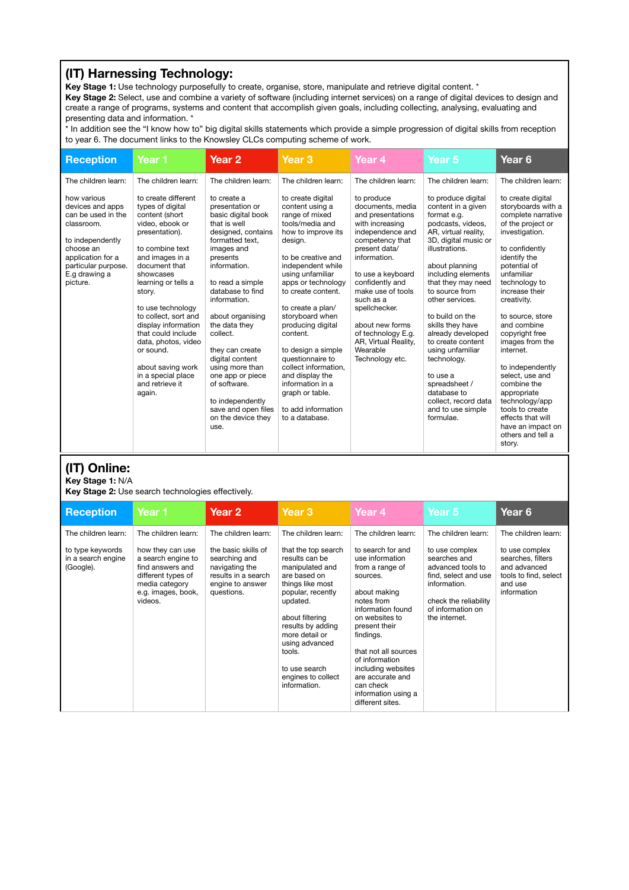## (IT) Harnessing Technology:

**Key Stage 1:** Use technology purposefully to create, organise, store, manipulate and retrieve digital content. *

**Key Stage 2:** Select, use and combine a variety of software (including internet services) on a range of digital devices to design and create a range of programs, systems and content that accomplish given goals, including collecting, analysing, evaluating and presenting data and information. *

* In addition see the "I know how to" big digital skills statements which provide a simple progression of digital skills from reception to year 6. The document links to the Knowsley CLCs computing scheme of work.

| Reception | Year 1 | Year 2 | Year 3 | Year 4 | Year 5 | Year 6 |
|---|---|---|---|---|---|---|
| The children learn:<br><br>how various devices and apps can be used in the classroom.<br><br>to independently choose an application for a particular purpose. E.g drawing a picture. | The children learn:<br><br>to create different types of digital content (short video, ebook or presentation).<br><br>to combine text and images in a document that showcases learning or tells a story.<br><br>to use technology to collect, sort and display information that could include data, photos, video or sound.<br><br>about saving work in a special place and retrieve it again. | The children learn:<br><br>to create a presentation or basic digital book that is well designed, contains formatted text, images and presents information.<br><br>to read a simple database to find information.<br><br>about organising the data they collect.<br><br>they can create digital content using more than one app or piece of software.<br><br>to independently save and open files on the device they use. | The children learn:<br><br>to create digital content using a range of mixed tools/media and how to improve its design.<br><br>to be creative and independent while using unfamiliar apps or technology to create content.<br><br>to create a plan/ storyboard when producing digital content.<br><br>to design a simple questionnaire to collect information, and display the information in a graph or table.<br><br>to add information to a database. | The children learn:<br><br>to produce documents, media and presentations with increasing independence and competency that present data/ information.<br><br>to use a keyboard confidently and make use of tools such as a spellchecker.<br><br>about new forms of technology E.g. AR, Virtual Reality, Wearable Technology etc. | The children learn:<br><br>to produce digital content in a given format e.g. podcasts, videos, AR, virtual reality, 3D, digital music or illustrations.<br><br>about planning including elements that they may need to source from other services.<br><br>to build on the skills they have already developed to create content using unfamiliar technology.<br><br>to use a spreadsheet / database to collect, record data and to use simple formulae. | The children learn:<br><br>to create digital storyboards with a complete narrative of the project or investigation.<br><br>to confidently identify the potential of unfamiliar technology to increase their creativity.<br><br>to source, store and combine copyright free images from the internet.<br><br>to independently select, use and combine the appropriate technology/app tools to create effects that will have an impact on others and tell a story. |

## (IT) Online:

**Key Stage 1:** N/A

**Key Stage 2:** Use search technologies effectively.

| Reception | Year 1 | Year 2 | Year 3 | Year 4 | Year 5 | Year 6 |
|---|---|---|---|---|---|---|
| The children learn:<br><br>to type keywords in a search engine (Google). | The children learn:<br><br>how they can use a search engine to find answers and different types of media category e.g. images, book, videos. | The children learn:<br><br>the basic skills of searching and navigating the results in a search engine to answer questions. | The children learn:<br><br>that the top search results can be manipulated and are based on things like most popular, recently updated.<br><br>about filtering results by adding more detail or using advanced tools.<br><br>to use search engines to collect information. | The children learn:<br><br>to search for and use information from a range of sources.<br><br>about making notes from information found on websites to present their findings.<br><br>that not all sources of information including websites are accurate and can check information using a different sites. | The children learn:<br><br>to use complex searches and advanced tools to find, select and use information.<br><br>check the reliability of information on the internet. | The children learn:<br><br>to use complex searches, filters and advanced tools to find, select and use information |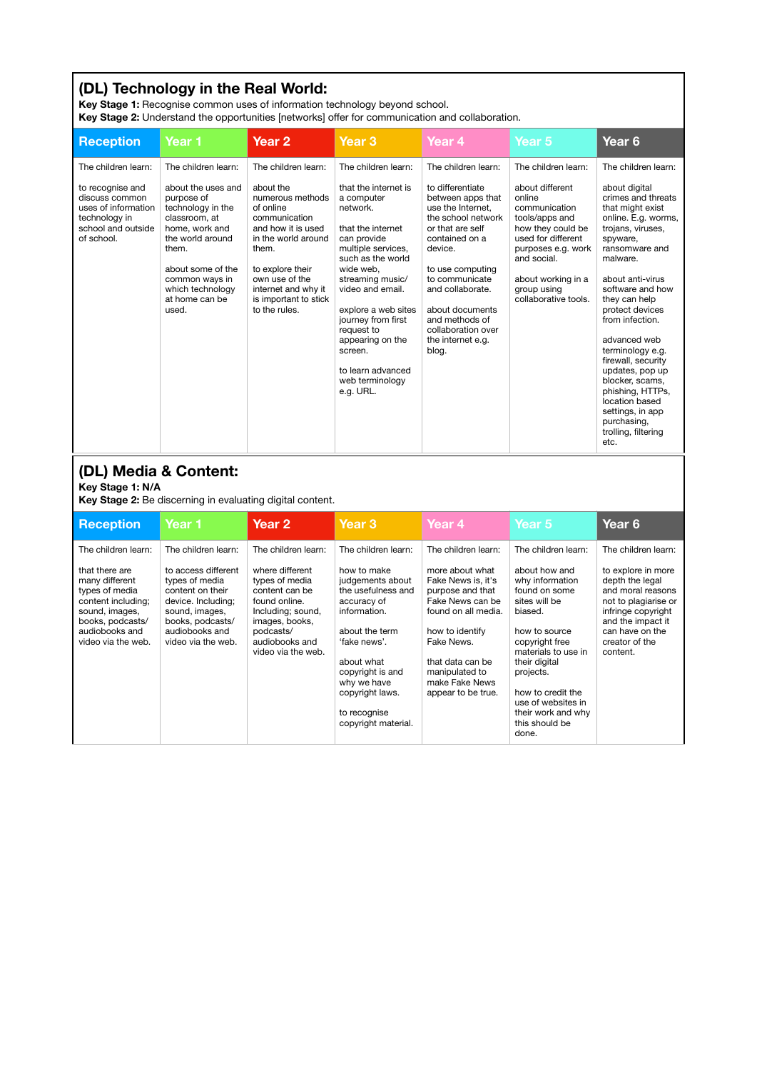## (DL) Technology in the Real World:

**Key Stage 1:** Recognise common uses of information technology beyond school.
**Key Stage 2:** Understand the opportunities [networks] offer for communication and collaboration.

| Reception | Year 1 | Year 2 | Year 3 | Year 4 | Year 5 | Year 6 |
|---|---|---|---|---|---|---|
| The children learn:<br><br>to recognise and discuss common uses of information technology in school and outside of school. | The children learn:<br><br>about the uses and purpose of technology in the classroom, at home, work and the world around them.<br><br>about some of the common ways in which technology at home can be used. | The children learn:<br><br>about the numerous methods of online communication and how it is used in the world around them.<br><br>to explore their own use of the internet and why it is important to stick to the rules. | The children learn:<br><br>that the internet is a computer network.<br><br>that the internet can provide multiple services, such as the world wide web, streaming music/ video and email.<br><br>explore a web sites journey from first request to appearing on the screen.<br><br>to learn advanced web terminology e.g. URL. | The children learn:<br><br>to differentiate between apps that use the Internet, the school network or that are self contained on a device.<br><br>to use computing to communicate and collaborate.<br><br>about documents and methods of collaboration over the internet e.g. blog. | The children learn:<br><br>about different online communication tools/apps and how they could be used for different purposes e.g. work and social.<br><br>about working in a group using collaborative tools. | The children learn:<br><br>about digital crimes and threats that might exist online. E.g. worms, trojans, viruses, spyware, ransomware and malware.<br><br>about anti-virus software and how they can help protect devices from infection.<br><br>advanced web terminology e.g. firewall, security updates, pop up blocker, scams, phishing, HTTPs, location based settings, in app purchasing, trolling, filtering etc. |

## (DL) Media & Content:

**Key Stage 1: N/A**
**Key Stage 2:** Be discerning in evaluating digital content.

| Reception | Year 1 | Year 2 | Year 3 | Year 4 | Year 5 | Year 6 |
|---|---|---|---|---|---|---|
| The children learn:<br><br>that there are many different types of media content including; sound, images, books, podcasts/ audiobooks and video via the web. | The children learn:<br><br>to access different types of media content on their device. Including; sound, images, books, podcasts/ audiobooks and video via the web. | The children learn:<br><br>where different types of media content can be found online. Including; sound, images, books, podcasts/ audiobooks and video via the web. | The children learn:<br><br>how to make judgements about the usefulness and accuracy of information.<br><br>about the term 'fake news'.<br><br>about what copyright is and why we have copyright laws.<br><br>to recognise copyright material. | The children learn:<br><br>more about what Fake News is, it's purpose and that Fake News can be found on all media.<br><br>how to identify Fake News.<br><br>that data can be manipulated to make Fake News appear to be true. | The children learn:<br><br>about how and why information found on some sites will be biased.<br><br>how to source copyright free materials to use in their digital projects.<br><br>how to credit the use of websites in their work and why this should be done. | The children learn:<br><br>to explore in more depth the legal and moral reasons not to plagiarise or infringe copyright and the impact it can have on the creator of the content. |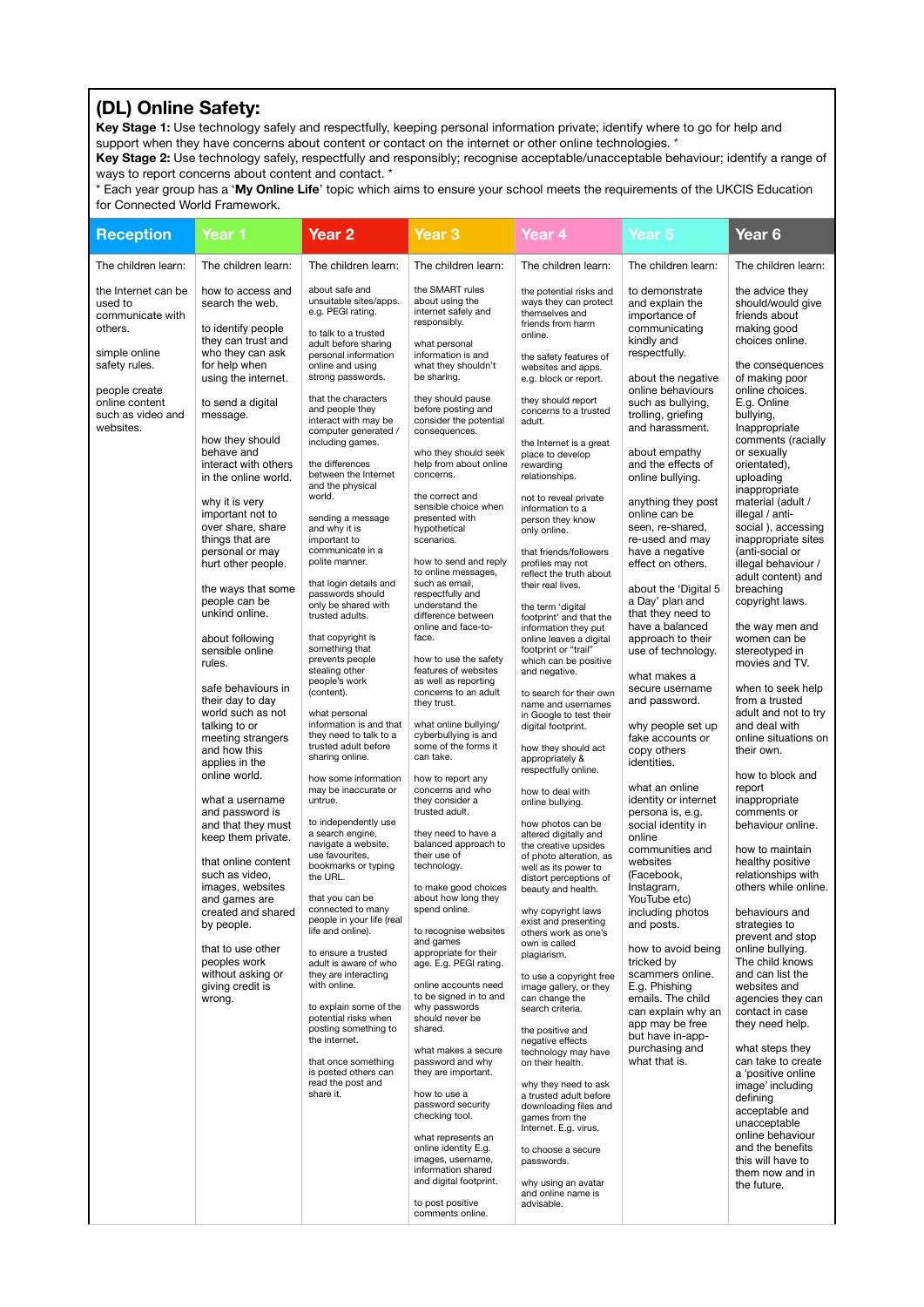## (DL) Online Safety:

**Key Stage 1:** Use technology safely and respectfully, keeping personal information private; identify where to go for help and support when they have concerns about content or contact on the internet or other online technologies. *

**Key Stage 2:** Use technology safely, respectfully and responsibly; recognise acceptable/unacceptable behaviour; identify a range of ways to report concerns about content and contact. *

* Each year group has a '**My Online Life**' topic which aims to ensure your school meets the requirements of the UKCIS Education for Connected World Framework.

| Reception | Year 1 | Year 2 | Year 3 | Year 4 | Year 5 | Year 6 |
|---|---|---|---|---|---|---|
| The children learn: | The children learn: | The children learn: | The children learn: | The children learn: | The children learn: | The children learn: |
| the Internet can be used to communicate with others.<br><br>simple online safety rules.<br><br>people create online content such as video and websites. | how to access and search the web.<br><br>to identify people they can trust and who they can ask for help when using the internet.<br><br>to send a digital message.<br><br>how they should behave and interact with others in the online world.<br><br>why it is very important not to over share, share things that are personal or may hurt other people.<br><br>the ways that some people can be unkind online.<br><br>about following sensible online rules.<br><br>safe behaviours in their day to day world such as not talking to or meeting strangers and how this applies in the online world.<br><br>what a username and password is and that they must keep them private.<br><br>that online content such as video, images, websites and games are created and shared by people.<br><br>that to use other peoples work without asking or giving credit is wrong. | about safe and unsuitable sites/apps. e.g. PEGI rating.<br><br>to talk to a trusted adult before sharing personal information online and using strong passwords.<br><br>that the characters and people they interact with may be computer generated / including games.<br><br>the differences between the Internet and the physical world.<br><br>sending a message and why it is important to communicate in a polite manner.<br><br>that login details and passwords should only be shared with trusted adults.<br><br>that copyright is something that prevents people stealing other people's work (content).<br><br>what personal information is and that they need to talk to a trusted adult before sharing online.<br><br>how some information may be inaccurate or untrue.<br><br>to independently use a search engine, navigate a website, use favourites, bookmarks or typing the URL.<br><br>that you can be connected to many people in your life (real life and online).<br><br>to ensure a trusted adult is aware of who they are interacting with online.<br><br>to explain some of the potential risks when posting something to the internet.<br><br>that once something is posted others can read the post and share it. | the SMART rules about using the internet safely and responsibly.<br><br>what personal information is and what they shouldn't be sharing.<br><br>they should pause before posting and consider the potential consequences.<br><br>who they should seek help from about online concerns.<br><br>the correct and sensible choice when presented with hypothetical scenarios.<br><br>how to send and reply to online messages, such as email, respectfully and understand the difference between online and face-to-face.<br><br>how to use the safety features of websites as well as reporting concerns to an adult they trust.<br><br>what online bullying/ cyberbullying is and some of the forms it can take.<br><br>how to report any concerns and who they consider a trusted adult.<br><br>they need to have a balanced approach to their use of technology.<br><br>to make good choices about how long they spend online.<br><br>to recognise websites and games appropriate for their age. E.g. PEGI rating.<br><br>online accounts need to be signed in to and why passwords should never be shared.<br><br>what makes a secure password and why they are important.<br><br>how to use a password security checking tool.<br><br>what represents an online identity E.g. images, username, information shared and digital footprint.<br><br>to post positive comments online. | the potential risks and ways they can protect themselves and friends from harm online.<br><br>the safety features of websites and apps. e.g. block or report.<br><br>they should report concerns to a trusted adult.<br><br>the Internet is a great place to develop rewarding relationships.<br><br>not to reveal private information to a person they know only online.<br><br>that friends/followers profiles may not reflect the truth about their real lives.<br><br>the term 'digital footprint' and that the information they put online leaves a digital footprint or "trail" which can be positive and negative.<br><br>to search for their own name and usernames in Google to test their digital footprint.<br><br>how they should act appropriately & respectfully online.<br><br>how to deal with online bullying.<br><br>how photos can be altered digitally and the creative upsides of photo alteration, as well as its power to distort perceptions of beauty and health.<br><br>why copyright laws exist and presenting others work as one's own is called plagiarism.<br><br>to use a copyright free image gallery, or they can change the search criteria.<br><br>the positive and negative effects technology may have on their health.<br><br>why they need to ask a trusted adult before downloading files and games from the Internet. E.g. virus.<br><br>to choose a secure passwords.<br><br>why using an avatar and online name is advisable. | to demonstrate and explain the importance of communicating kindly and respectfully.<br><br>about the negative online behaviours such as bullying, trolling, griefing and harassment.<br><br>about empathy and the effects of online bullying.<br><br>anything they post online can be seen, re-shared, re-used and may have a negative effect on others.<br><br>about the 'Digital 5 a Day' plan and that they need to have a balanced approach to their use of technology.<br><br>what makes a secure username and password.<br><br>why people set up fake accounts or copy others identities.<br><br>what an online identity or internet persona is, e.g. social identity in online communities and websites (Facebook, Instagram, YouTube etc) including photos and posts.<br><br>how to avoid being tricked by scammers online. E.g. Phishing emails. The child can explain why an app may be free but have in-app-purchasing and what that is. | the advice they should/would give friends about making good choices online.<br><br>the consequences of making poor online choices. E.g. Online bullying, Inappropriate comments (racially or sexually orientated), uploading inappropriate material (adult / illegal / anti-social ), accessing inappropriate sites (anti-social or illegal behaviour / adult content) and breaching copyright laws.<br><br>the way men and women can be stereotyped in movies and TV.<br><br>when to seek help from a trusted adult and not to try and deal with online situations on their own.<br><br>how to block and report inappropriate comments or behaviour online.<br><br>how to maintain healthy positive relationships with others while online.<br><br>behaviours and strategies to prevent and stop online bullying. The child knows and can list the websites and agencies they can contact in case they need help.<br><br>what steps they can take to create a 'positive online image' including defining acceptable and unacceptable online behaviour and the benefits this will have to them now and in the future. |